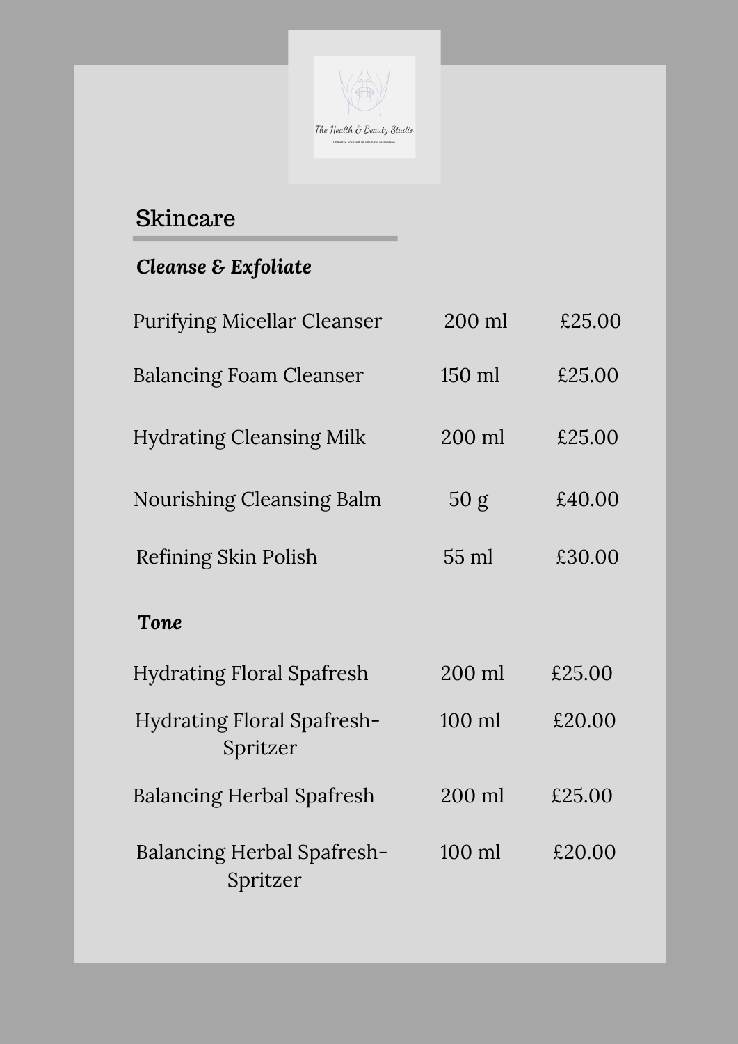The Health & Beauty Studio

Immerse yourself in ultimate relaxation.

## Skincare

### *Cleanse & Exfoliate*

| Product | Size | Price |
| --- | --- | --- |
| Purifying Micellar Cleanser | 200 ml | £25.00 |
| Balancing Foam Cleanser | 150 ml | £25.00 |
| Hydrating Cleansing Milk | 200 ml | £25.00 |
| Nourishing Cleansing Balm | 50 g | £40.00 |
| Refining Skin Polish | 55 ml | £30.00 |

### *Tone*

| Product | Size | Price |
| --- | --- | --- |
| Hydrating Floral Spafresh | 200 ml | £25.00 |
| Hydrating Floral Spafresh-Spritzer | 100 ml | £20.00 |
| Balancing Herbal Spafresh | 200 ml | £25.00 |
| Balancing Herbal Spafresh-Spritzer | 100 ml | £20.00 |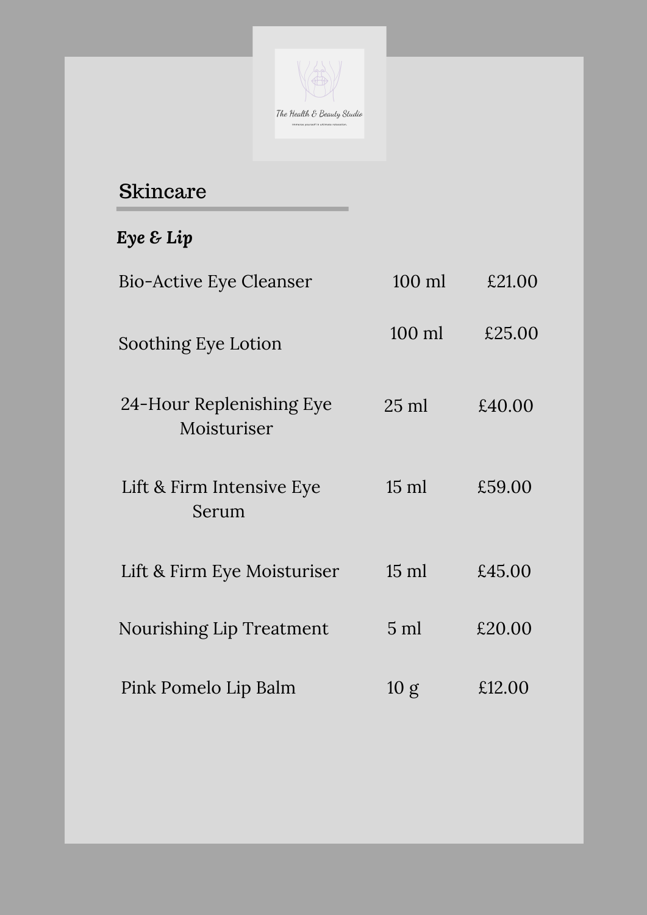The Health & Beauty Studio

Immerse yourself in ultimate relaxation.

## Skincare

### *Eye & Lip*

| Product | Size | Price |
| --- | --- | --- |
| Bio-Active Eye Cleanser | 100 ml | £21.00 |
| Soothing Eye Lotion | 100 ml | £25.00 |
| 24-Hour Replenishing Eye Moisturiser | 25 ml | £40.00 |
| Lift & Firm Intensive Eye Serum | 15 ml | £59.00 |
| Lift & Firm Eye Moisturiser | 15 ml | £45.00 |
| Nourishing Lip Treatment | 5 ml | £20.00 |
| Pink Pomelo Lip Balm | 10 g | £12.00 |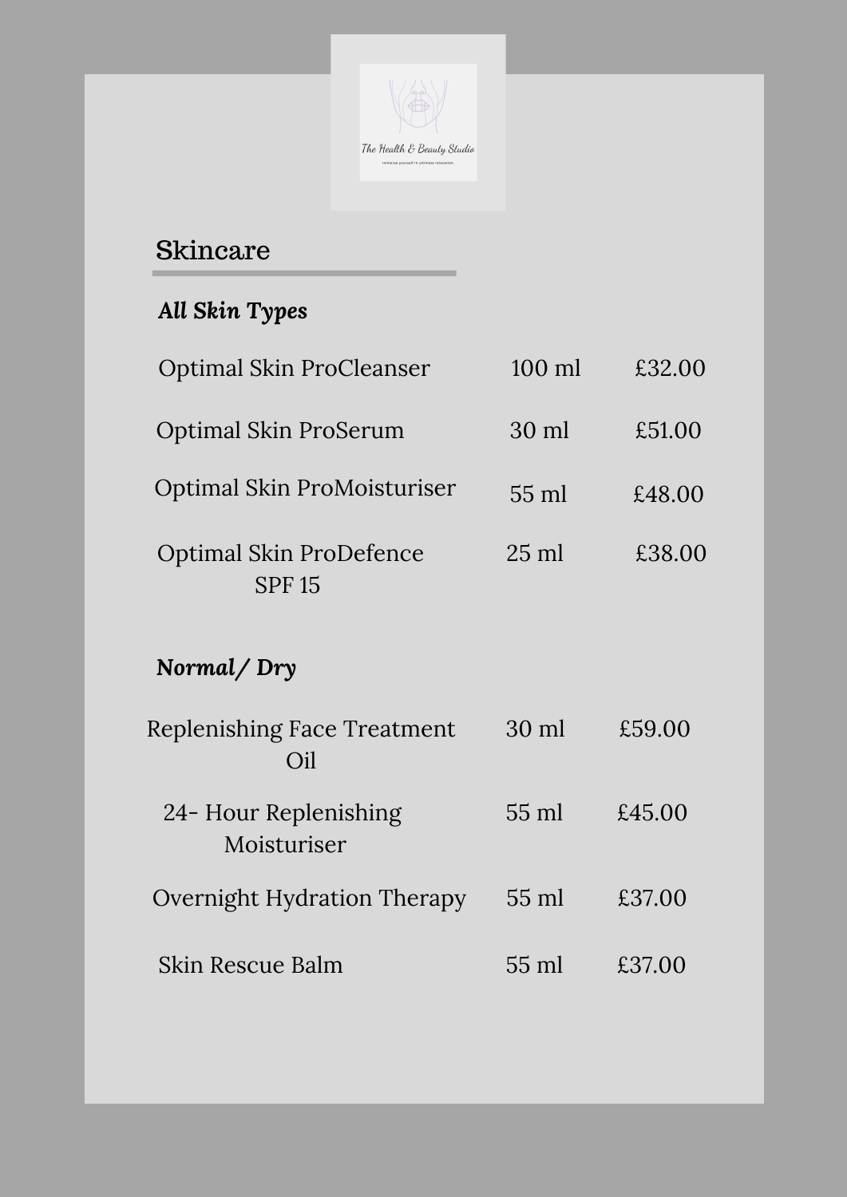The Health & Beauty Studio

Immerse yourself in ultimate relaxation.

## Skincare

### *All Skin Types*

| Product | Size | Price |
|---|---|---|
| Optimal Skin ProCleanser | 100 ml | £32.00 |
| Optimal Skin ProSerum | 30 ml | £51.00 |
| Optimal Skin ProMoisturiser | 55 ml | £48.00 |
| Optimal Skin ProDefence SPF 15 | 25 ml | £38.00 |

### *Normal/ Dry*

| Product | Size | Price |
|---|---|---|
| Replenishing Face Treatment Oil | 30 ml | £59.00 |
| 24- Hour Replenishing Moisturiser | 55 ml | £45.00 |
| Overnight Hydration Therapy | 55 ml | £37.00 |
| Skin Rescue Balm | 55 ml | £37.00 |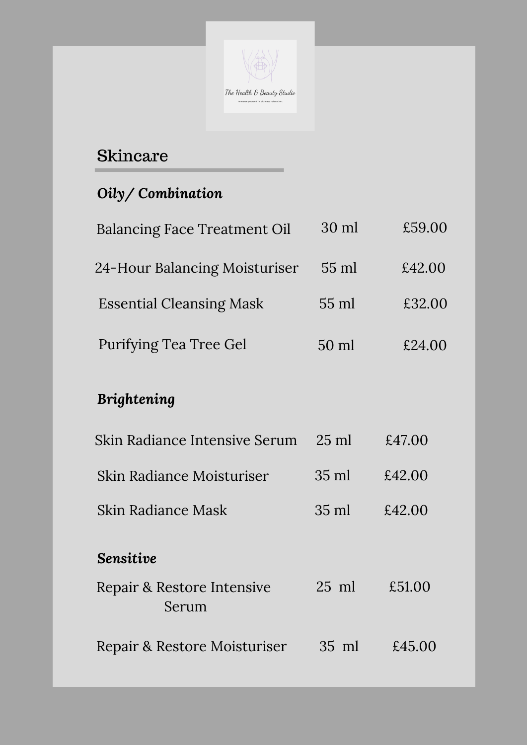The Health & Beauty Studio

Immerse yourself in ultimate relaxation.

## Skincare

### *Oily/ Combination*

| Product | Size | Price |
| --- | --- | --- |
| Balancing Face Treatment Oil | 30 ml | £59.00 |
| 24-Hour Balancing Moisturiser | 55 ml | £42.00 |
| Essential Cleansing Mask | 55 ml | £32.00 |
| Purifying Tea Tree Gel | 50 ml | £24.00 |

### *Brightening*

| Product | Size | Price |
| --- | --- | --- |
| Skin Radiance Intensive Serum | 25 ml | £47.00 |
| Skin Radiance Moisturiser | 35 ml | £42.00 |
| Skin Radiance Mask | 35 ml | £42.00 |

### *Sensitive*

| Product | Size | Price |
| --- | --- | --- |
| Repair & Restore Intensive Serum | 25 ml | £51.00 |
| Repair & Restore Moisturiser | 35 ml | £45.00 |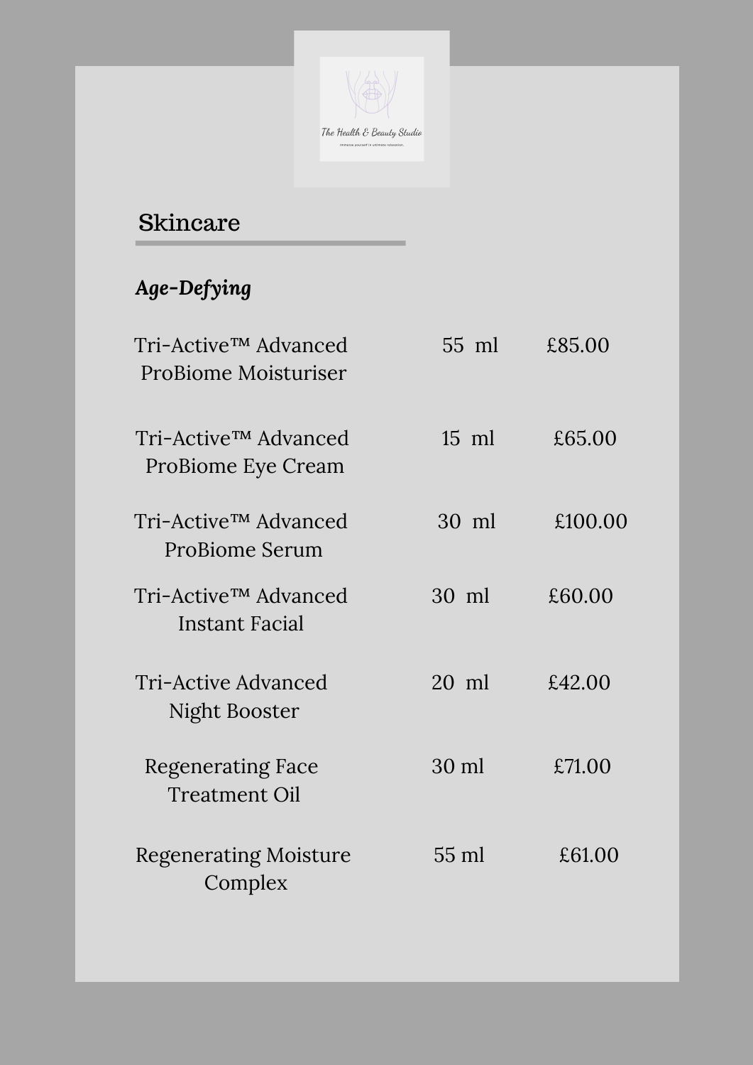The Health & Beauty Studio

Immerse yourself in ultimate relaxation.

## Skincare

### *Age-Defying*

| Product | Size | Price |
|---|---|---|
| Tri-Active™ Advanced ProBiome Moisturiser | 55 ml | £85.00 |
| Tri-Active™ Advanced ProBiome Eye Cream | 15 ml | £65.00 |
| Tri-Active™ Advanced ProBiome Serum | 30 ml | £100.00 |
| Tri-Active™ Advanced Instant Facial | 30 ml | £60.00 |
| Tri-Active Advanced Night Booster | 20 ml | £42.00 |
| Regenerating Face Treatment Oil | 30 ml | £71.00 |
| Regenerating Moisture Complex | 55 ml | £61.00 |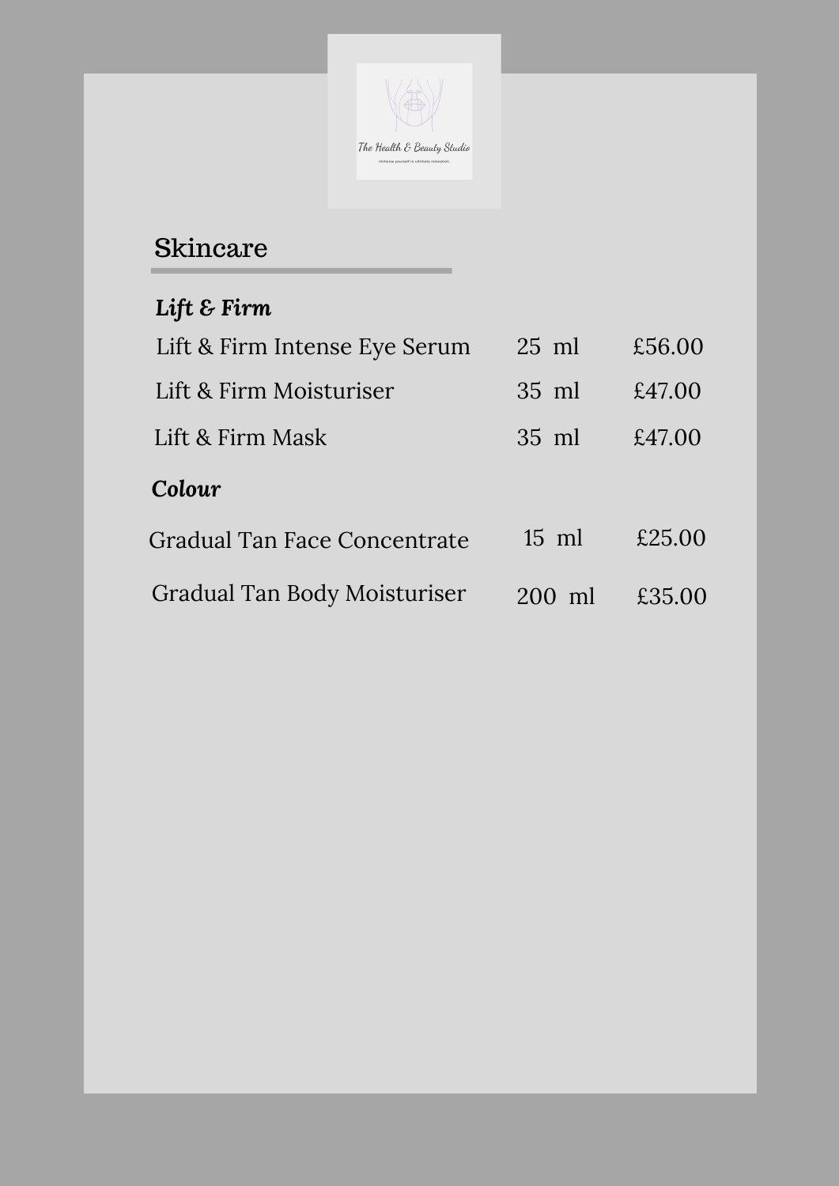## Skincare

### *Lift & Firm*

| Product | Size | Price |
| --- | --- | --- |
| Lift & Firm Intense Eye Serum | 25 ml | £56.00 |
| Lift & Firm Moisturiser | 35 ml | £47.00 |
| Lift & Firm Mask | 35 ml | £47.00 |

### *Colour*

| Product | Size | Price |
| --- | --- | --- |
| Gradual Tan Face Concentrate | 15 ml | £25.00 |
| Gradual Tan Body Moisturiser | 200 ml | £35.00 |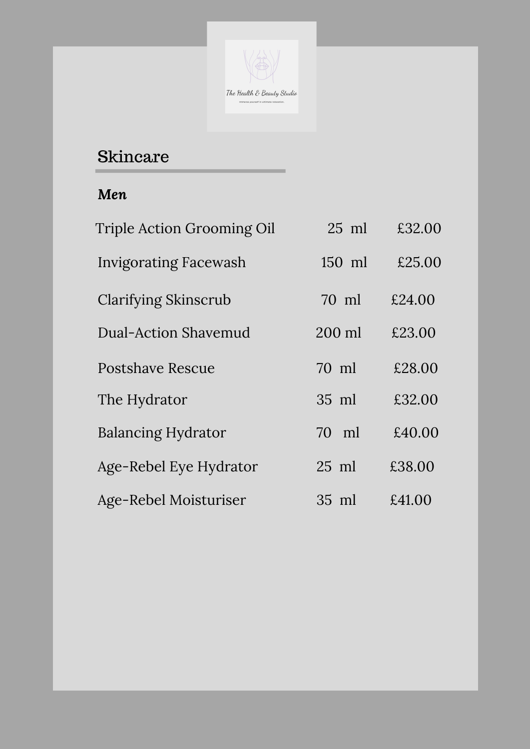The Health & Beauty Studio

Immerse yourself in ultimate relaxation.

## Skincare

***Men***

| | | |
|---|---|---|
| Triple Action Grooming Oil | 25 ml | £32.00 |
| Invigorating Facewash | 150 ml | £25.00 |
| Clarifying Skinscrub | 70 ml | £24.00 |
| Dual-Action Shavemud | 200 ml | £23.00 |
| Postshave Rescue | 70 ml | £28.00 |
| The Hydrator | 35 ml | £32.00 |
| Balancing Hydrator | 70 ml | £40.00 |
| Age-Rebel Eye Hydrator | 25 ml | £38.00 |
| Age-Rebel Moisturiser | 35 ml | £41.00 |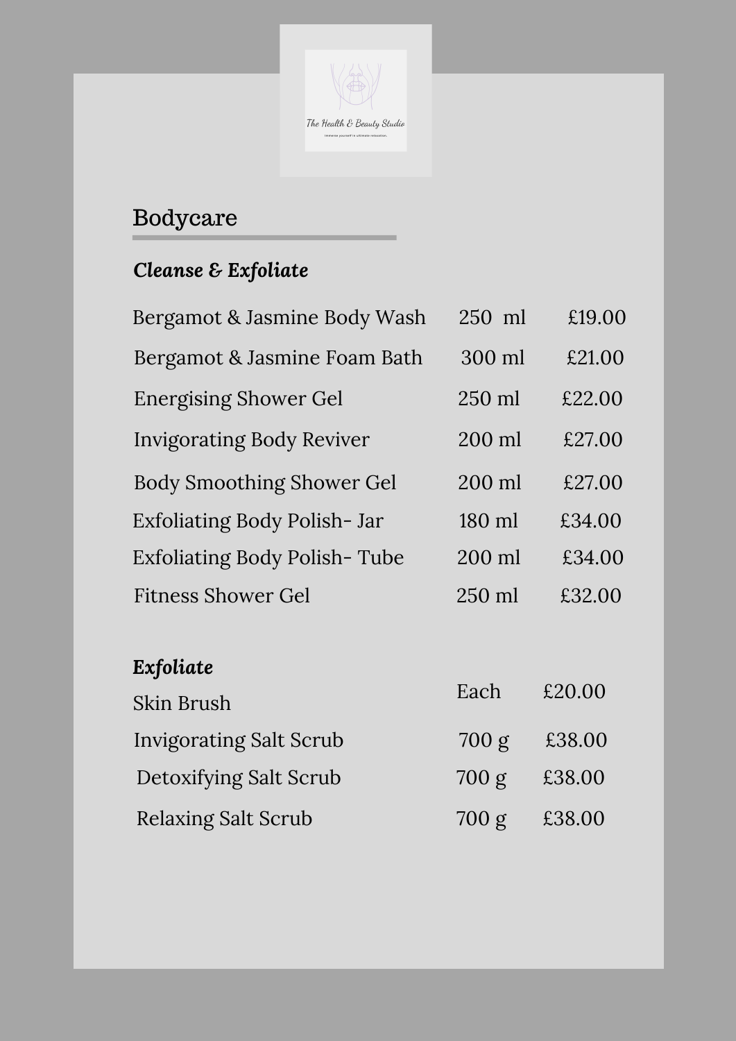The Health & Beauty Studio

Immerse yourself in ultimate relaxation.

## Bodycare

### *Cleanse & Exfoliate*

| Product | Size | Price |
|---|---|---|
| Bergamot & Jasmine Body Wash | 250 ml | £19.00 |
| Bergamot & Jasmine Foam Bath | 300 ml | £21.00 |
| Energising Shower Gel | 250 ml | £22.00 |
| Invigorating Body Reviver | 200 ml | £27.00 |
| Body Smoothing Shower Gel | 200 ml | £27.00 |
| Exfoliating Body Polish- Jar | 180 ml | £34.00 |
| Exfoliating Body Polish- Tube | 200 ml | £34.00 |
| Fitness Shower Gel | 250 ml | £32.00 |

### *Exfoliate*

| Product | Size | Price |
|---|---|---|
| Skin Brush | Each | £20.00 |
| Invigorating Salt Scrub | 700 g | £38.00 |
| Detoxifying Salt Scrub | 700 g | £38.00 |
| Relaxing Salt Scrub | 700 g | £38.00 |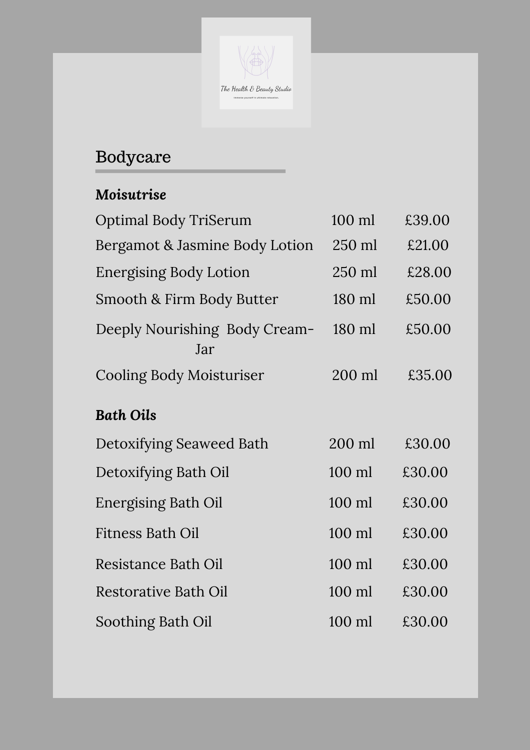The Health & Beauty Studio

Immerse yourself in ultimate relaxation.

## Bodycare

***Moisutrise***

| | | |
|---|---|---|
| Optimal Body TriSerum | 100 ml | £39.00 |
| Bergamot & Jasmine Body Lotion | 250 ml | £21.00 |
| Energising Body Lotion | 250 ml | £28.00 |
| Smooth & Firm Body Butter | 180 ml | £50.00 |
| Deeply Nourishing Body Cream-Jar | 180 ml | £50.00 |
| Cooling Body Moisturiser | 200 ml | £35.00 |

***Bath Oils***

| | | |
|---|---|---|
| Detoxifying Seaweed Bath | 200 ml | £30.00 |
| Detoxifying Bath Oil | 100 ml | £30.00 |
| Energising Bath Oil | 100 ml | £30.00 |
| Fitness Bath Oil | 100 ml | £30.00 |
| Resistance Bath Oil | 100 ml | £30.00 |
| Restorative Bath Oil | 100 ml | £30.00 |
| Soothing Bath Oil | 100 ml | £30.00 |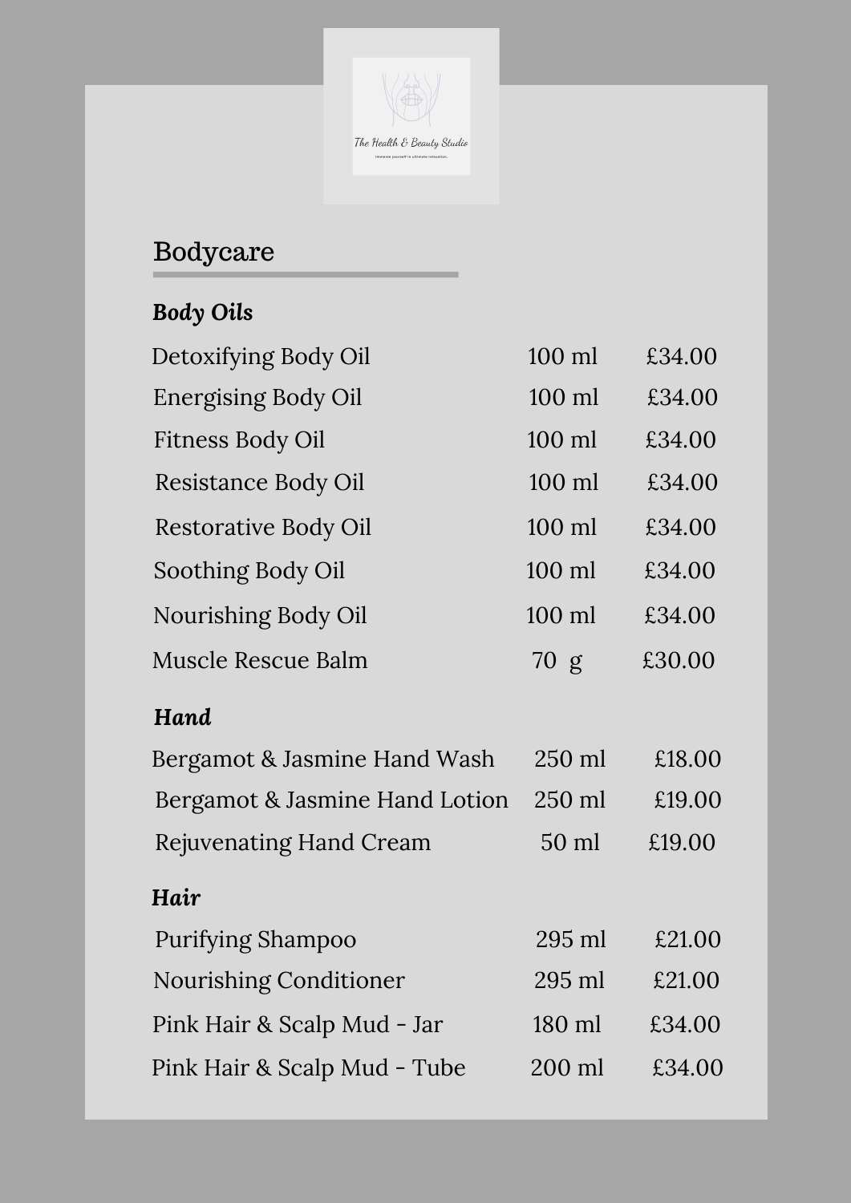The Health & Beauty Studio

Immerse yourself in ultimate relaxation.

## Bodycare

### *Body Oils*

| | | |
|---|---|---|
| Detoxifying Body Oil | 100 ml | £34.00 |
| Energising Body Oil | 100 ml | £34.00 |
| Fitness Body Oil | 100 ml | £34.00 |
| Resistance Body Oil | 100 ml | £34.00 |
| Restorative Body Oil | 100 ml | £34.00 |
| Soothing Body Oil | 100 ml | £34.00 |
| Nourishing Body Oil | 100 ml | £34.00 |
| Muscle Rescue Balm | 70 g | £30.00 |

### *Hand*

| | | |
|---|---|---|
| Bergamot & Jasmine Hand Wash | 250 ml | £18.00 |
| Bergamot & Jasmine Hand Lotion | 250 ml | £19.00 |
| Rejuvenating Hand Cream | 50 ml | £19.00 |

### *Hair*

| | | |
|---|---|---|
| Purifying Shampoo | 295 ml | £21.00 |
| Nourishing Conditioner | 295 ml | £21.00 |
| Pink Hair & Scalp Mud - Jar | 180 ml | £34.00 |
| Pink Hair & Scalp Mud - Tube | 200 ml | £34.00 |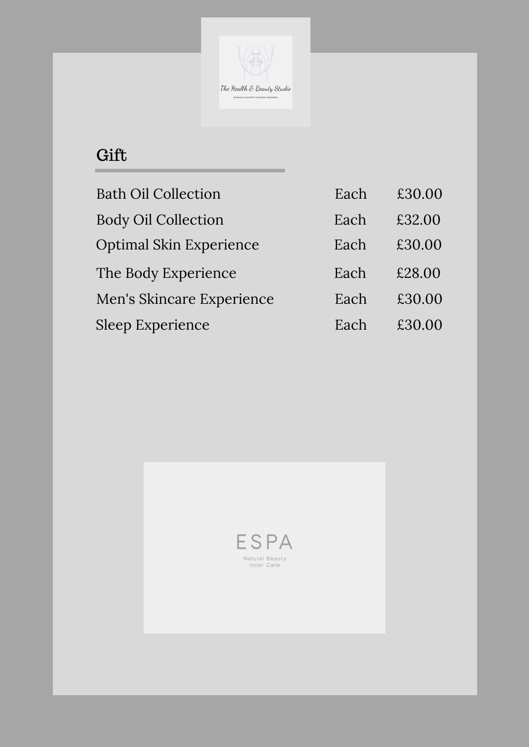The Health & Beauty Studio

Immerse yourself in ultimate relaxation.

## Gift

| | | |
|---|---|---|
| Bath Oil Collection | Each | £30.00 |
| Body Oil Collection | Each | £32.00 |
| Optimal Skin Experience | Each | £30.00 |
| The Body Experience | Each | £28.00 |
| Men's Skincare Experience | Each | £30.00 |
| Sleep Experience | Each | £30.00 |

ESPA

Natural Beauty
Inner Calm